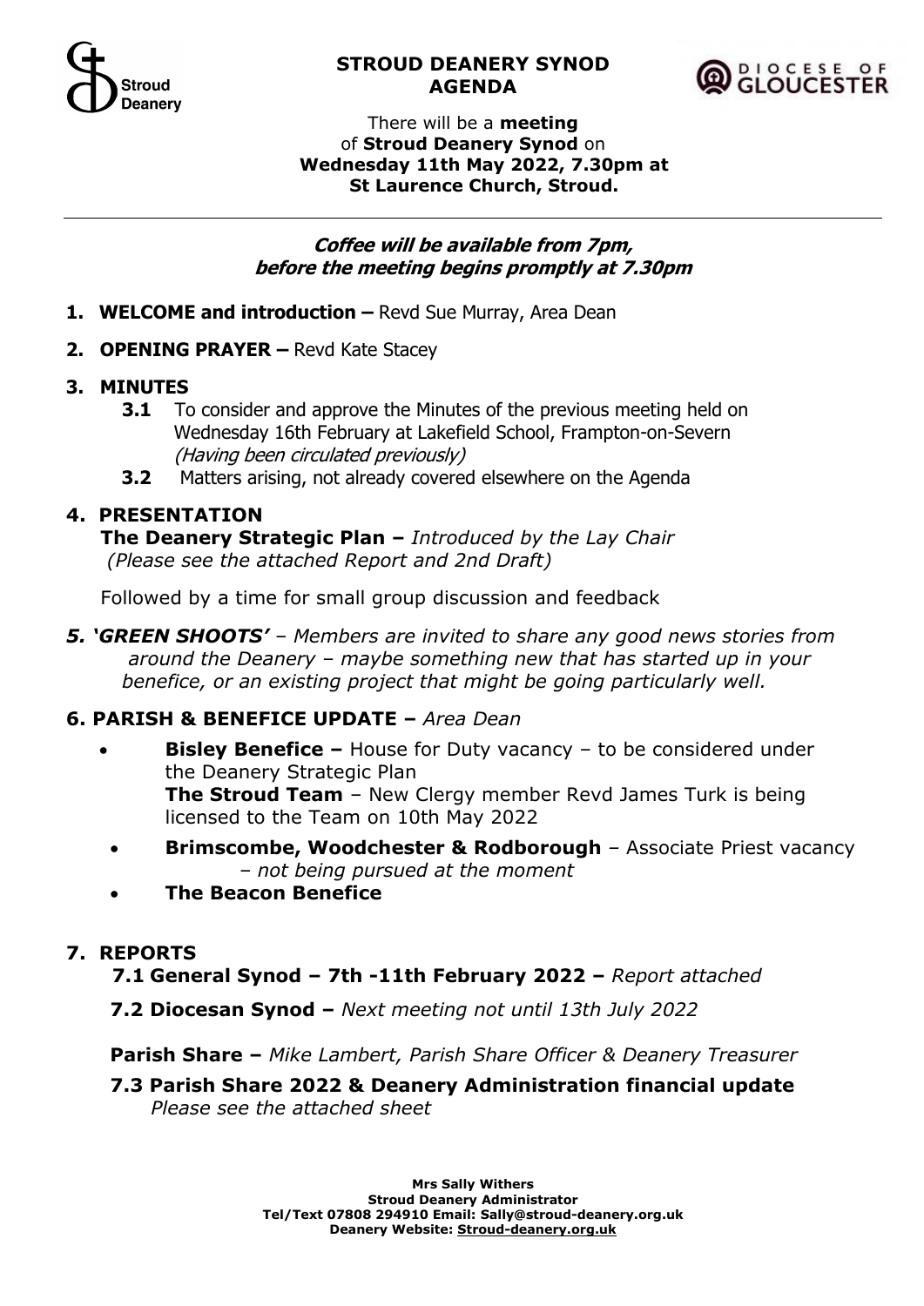Stroud Deanery

DIOCESE OF GLOUCESTER

# STROUD DEANERY SYNOD AGENDA

There will be a **meeting** of **Stroud Deanery Synod** on **Wednesday 11th May 2022, 7.30pm at St Laurence Church, Stroud.**

---

***Coffee will be available from 7pm, before the meeting begins promptly at 7.30pm***

1. **WELCOME and introduction –** Revd Sue Murray, Area Dean

2. **OPENING PRAYER –** Revd Kate Stacey

3. **MINUTES**
   - **3.1** To consider and approve the Minutes of the previous meeting held on Wednesday 16th February at Lakefield School, Frampton-on-Severn *(Having been circulated previously)*
   - **3.2** Matters arising, not already covered elsewhere on the Agenda

4. **PRESENTATION**

   **The Deanery Strategic Plan –** *Introduced by the Lay Chair (Please see the attached Report and 2nd Draft)*

   Followed by a time for small group discussion and feedback

5. ***'GREEN SHOOTS'*** *– Members are invited to share any good news stories from around the Deanery – maybe something new that has started up in your benefice, or an existing project that might be going particularly well.*

6. **PARISH & BENEFICE UPDATE –** *Area Dean*
   - **Bisley Benefice –** House for Duty vacancy – to be considered under the Deanery Strategic Plan
     **The Stroud Team** – New Clergy member Revd James Turk is being licensed to the Team on 10th May 2022
   - **Brimscombe, Woodchester & Rodborough** – Associate Priest vacancy – *not being pursued at the moment*
   - **The Beacon Benefice**

7. **REPORTS**

   **7.1 General Synod – 7th -11th February 2022 –** *Report attached*

   **7.2 Diocesan Synod –** *Next meeting not until 13th July 2022*

   **Parish Share –** *Mike Lambert, Parish Share Officer & Deanery Treasurer*

   **7.3 Parish Share 2022 & Deanery Administration financial update**
   *Please see the attached sheet*

**Mrs Sally Withers**
**Stroud Deanery Administrator**
**Tel/Text 07808 294910 Email: Sally@stroud-deanery.org.uk**
**Deanery Website: Stroud-deanery.org.uk**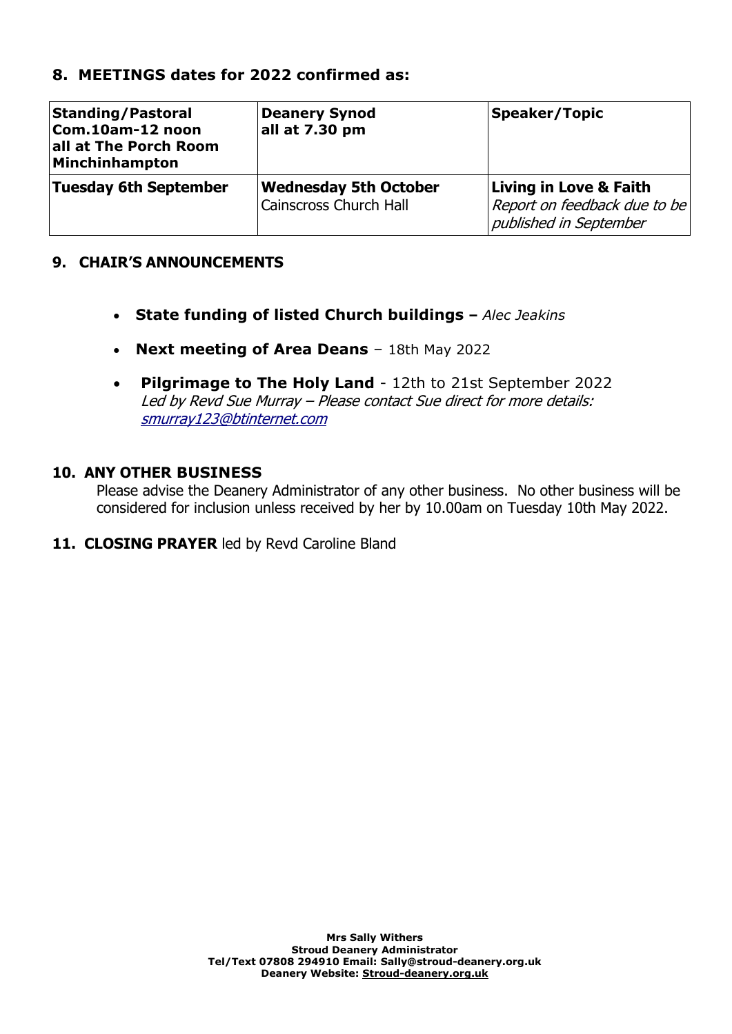## 8. MEETINGS dates for 2022 confirmed as:

| **Standing/Pastoral Com.10am-12 noon all at The Porch Room Minchinhampton** | **Deanery Synod all at 7.30 pm** | **Speaker/Topic** |
|---|---|---|
| **Tuesday 6th September** | **Wednesday 5th October** Cainscross Church Hall | **Living in Love & Faith** *Report on feedback due to be published in September* |

## 9. CHAIR'S ANNOUNCEMENTS

- **State funding of listed Church buildings –** *Alec Jeakins*
- **Next meeting of Area Deans** – 18th May 2022
- **Pilgrimage to The Holy Land** - 12th to 21st September 2022
  *Led by Revd Sue Murray – Please contact Sue direct for more details: smurray123@btinternet.com*

## 10. ANY OTHER BUSINESS

Please advise the Deanery Administrator of any other business. No other business will be considered for inclusion unless received by her by 10.00am on Tuesday 10th May 2022.

## 11. CLOSING PRAYER led by Revd Caroline Bland

**Mrs Sally Withers**
**Stroud Deanery Administrator**
**Tel/Text 07808 294910 Email: Sally@stroud-deanery.org.uk**
**Deanery Website: Stroud-deanery.org.uk**